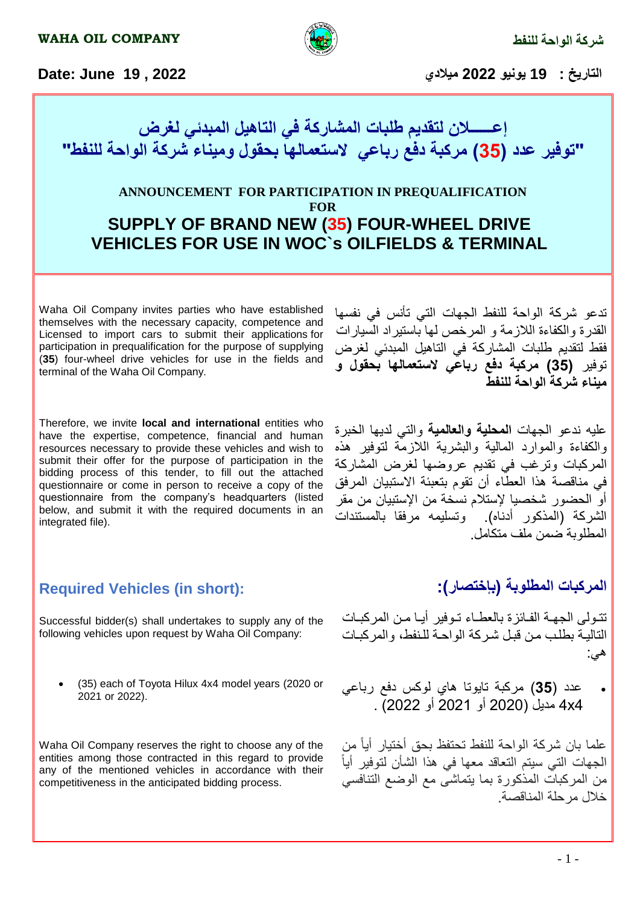**WAHA OIL COMPANY** **شركة الواحة للنفط**

**Date: June 19 , 2022** **التاريخ : 19 يونيو 2022 ميلادي**

# إعــــلان لتقديم طلبات المشاركة في التاهيل المبدئي لغرض "توفير عدد (35) مركبة دفع رباعي لاستعمالها بحقول وميناء شركة الواحة للنفط"

## ANNOUNCEMENT FOR PARTICIPATION IN PREQUALIFICATION FOR

## SUPPLY OF BRAND NEW (35) FOUR-WHEEL DRIVE VEHICLES FOR USE IN WOC`s OILFIELDS & TERMINAL

Waha Oil Company invites parties who have established themselves with the necessary capacity, competence and Licensed to import cars to submit their applications for participation in prequalification for the purpose of supplying (**35**) four-wheel drive vehicles for use in the fields and terminal of the Waha Oil Company.

تدعو شركة الواحة للنفط الجهات التي تأنس في نفسها القدرة والكفاءة اللازمة و المرخص لها باستيراد السيارات فقط لتقديم طلبات المشاركة في التاهيل المبدئي لغرض توفير **(35) مركبة دفع رباعي لاستعمالها بحقول و ميناء شركة الواحة للنفط**

Therefore, we invite **local and international** entities who have the expertise, competence, financial and human resources necessary to provide these vehicles and wish to submit their offer for the purpose of participation in the bidding process of this tender, to fill out the attached questionnaire or come in person to receive a copy of the questionnaire from the company's headquarters (listed below, and submit it with the required documents in an integrated file).

عليه ندعو الجهات **المحلية والعالمية** والتي لديها الخبرة والكفاءة والموارد المالية والبشرية اللازمة لتوفير هذه المركبات وترغب في تقديم عروضها لغرض المشاركة في مناقصة هذا العطاء أن تقوم بتعبئة الاستبيان المرفق أو الحضور شخصيا لإستلام نسخة من الإستبيان من مقر الشركة (المذكور أدناه). وتسليمه مرفقا بالمستندات المطلوبة ضمن ملف متكامل.

## Required Vehicles (in short):

Successful bidder(s) shall undertakes to supply any of the following vehicles upon request by Waha Oil Company:

- (35) each of Toyota Hilux 4x4 model years (2020 or 2021 or 2022).

Waha Oil Company reserves the right to choose any of the entities among those contracted in this regard to provide any of the mentioned vehicles in accordance with their competitiveness in the anticipated bidding process.

## المركبات المطلوبة (بإختصار):

تتولى الجهة الفائزة بالعطاء توفير أيا من المركبات التالية بطلب من قبل شركة الواحة للنفط، والمركبات هي:

- عدد **(35)** مركبة تايوتا هاي لوكس دفع رباعي 4x4 مديل (2020 أو 2021 أو 2022) .

علما بان شركة الواحة للنفط تحتفظ بحق أختيار أياً من الجهات التي سيتم التعاقد معها في هذا الشأن لتوفير أياً من المركبات المذكورة بما يتماشى مع الوضع التنافسي خلال مرحلة المناقصة.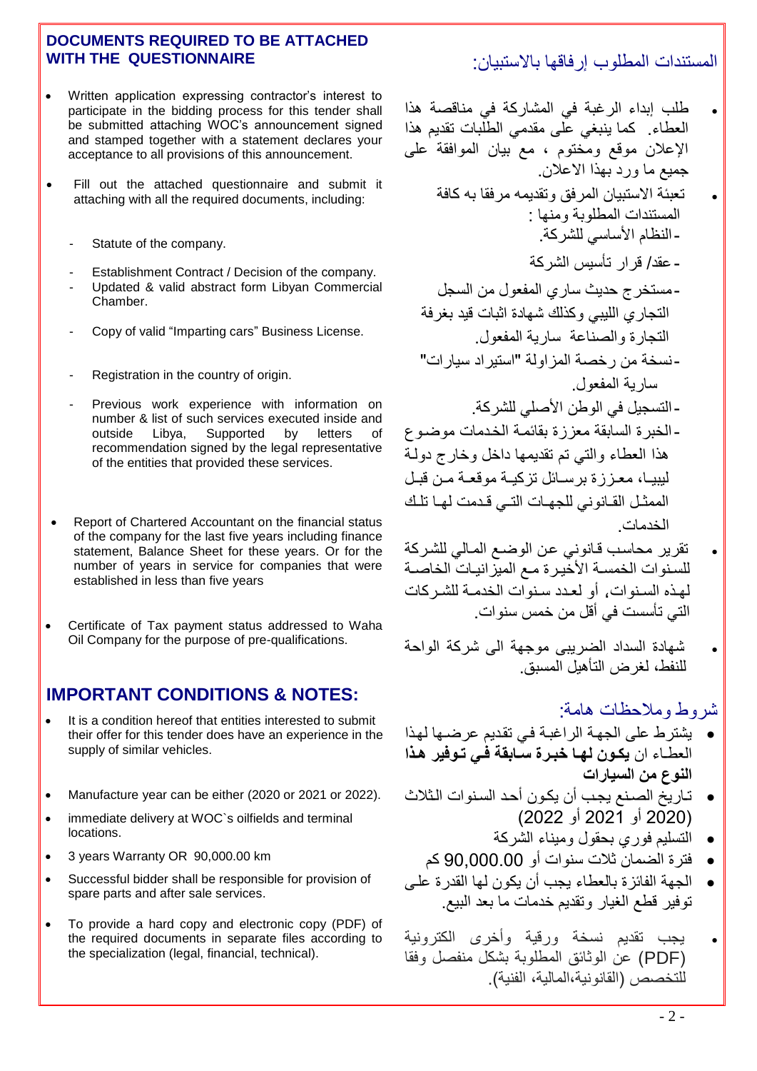## DOCUMENTS REQUIRED TO BE ATTACHED WITH THE QUESTIONNAIRE

- Written application expressing contractor's interest to participate in the bidding process for this tender shall be submitted attaching WOC's announcement signed and stamped together with a statement declares your acceptance to all provisions of this announcement.
- Fill out the attached questionnaire and submit it attaching with all the required documents, including:
  - Statute of the company.
  - Establishment Contract / Decision of the company.
  - Updated & valid abstract form Libyan Commercial Chamber.
  - Copy of valid "Imparting cars" Business License.
  - Registration in the country of origin.
  - Previous work experience with information on number & list of such services executed inside and outside Libya, Supported by letters of recommendation signed by the legal representative of the entities that provided these services.
- Report of Chartered Accountant on the financial status of the company for the last five years including finance statement, Balance Sheet for these years. Or for the number of years in service for companies that were established in less than five years
- Certificate of Tax payment status addressed to Waha Oil Company for the purpose of pre-qualifications.

## IMPORTANT CONDITIONS & NOTES:

- It is a condition hereof that entities interested to submit their offer for this tender does have an experience in the supply of similar vehicles.
- Manufacture year can be either (2020 or 2021 or 2022).
- immediate delivery at WOC`s oilfields and terminal locations.
- 3 years Warranty OR 90,000.00 km
- Successful bidder shall be responsible for provision of spare parts and after sale services.
- To provide a hard copy and electronic copy (PDF) of the required documents in separate files according to the specialization (legal, financial, technical).

## المستندات المطلوب إرفاقها بالاستبيان:

- طلب إبداء الرغبة في المشاركة في مناقصة هذا العطاء. كما ينبغي على مقدمي الطلبات تقديم هذا الإعلان موقع ومختوم ، مع بيان الموافقة على جميع ما ورد بهذا الاعلان.
- تعبئة الاستبيان المرفق وتقديمه مرفقا به كافة المستندات المطلوبة ومنها :
  - النظام الأساسي للشركة.
  - عقد/ قرار تأسيس الشركة
  - مستخرج حديث ساري المفعول من السجل التجاري الليبي وكذلك شهادة اثبات قيد بغرفة التجارة والصناعة سارية المفعول.
  - نسخة من رخصة المزاولة "استيراد سيارات" سارية المفعول.
  - التسجيل في الوطن الأصلي للشركة.
  - الخبرة السابقة معززة بقائمة الخدمات موضوع هذا العطاء والتي تم تقديمها داخل وخارج دولة ليبيا، معززة برسائل تزكية موقعة من قبل الممثل القانوني للجهات التي قدمت لها تلك الخدمات.
- تقرير محاسب قانوني عن الوضع المالي للشركة للسنوات الخمسة الأخيرة مع الميزانيات الخاصة لهذه السنوات, أو لعدد سنوات الخدمة للشركات التي تأسست في أقل من خمس سنوات.
- شهادة السداد الضريبي موجهة الى شركة الواحة للنفط، لغرض التأهيل المسبق.

## شروط وملاحظات هامة:

- يشترط على الجهة الراغبة في تقديم عرضها لهذا العطاء ان **يكون لها خبرة سابقة في توفير هذا النوع من السيارات**
- تاريخ الصنع يجب أن يكون أحد السنوات الثلاث (2020 أو 2021 أو 2022)
- التسليم فوري بحقول وميناء الشركة
- فترة الضمان ثلاث سنوات أو 90,000.00 كم
- الجهة الفائزة بالعطاء يجب أن يكون لها القدرة على توفير قطع الغيار وتقديم خدمات ما بعد البيع.
- يجب تقديم نسخة ورقية وأخرى الكترونية (PDF) عن الوثائق المطلوبة بشكل منفصل وفقا للتخصص (القانونية،المالية، الفنية).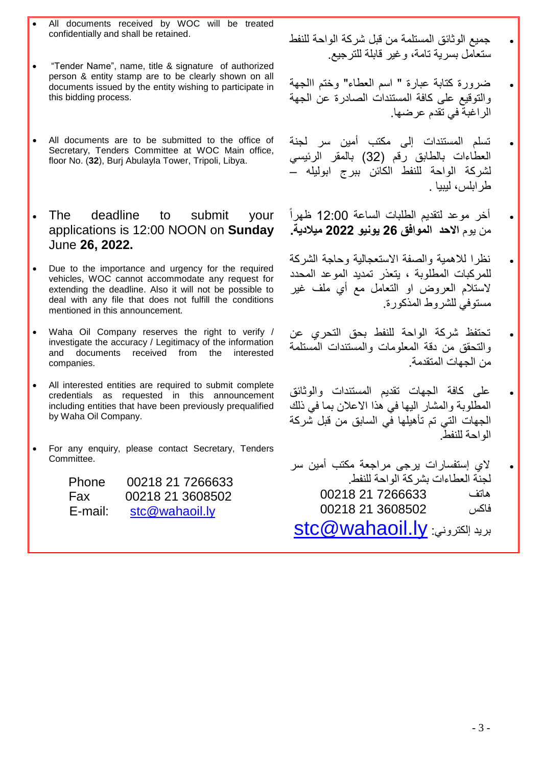- All documents received by WOC will be treated confidentially and shall be retained.

- "Tender Name", name, title & signature of authorized person & entity stamp are to be clearly shown on all documents issued by the entity wishing to participate in this bidding process.

- All documents are to be submitted to the office of Secretary, Tenders Committee at WOC Main office, floor No. (**32**), Burj Abulayla Tower, Tripoli, Libya.

- The deadline to submit your applications is 12:00 NOON on **Sunday** June **26, 2022.**

- Due to the importance and urgency for the required vehicles, WOC cannot accommodate any request for extending the deadline. Also it will not be possible to deal with any file that does not fulfill the conditions mentioned in this announcement.

- Waha Oil Company reserves the right to verify / investigate the accuracy / Legitimacy of the information and documents received from the interested companies.

- All interested entities are required to submit complete credentials as requested in this announcement including entities that have been previously prequalified by Waha Oil Company.

- For any enquiry, please contact Secretary, Tenders Committee.

| | |
|---|---|
| Phone | 00218 21 7266633 |
| Fax | 00218 21 3608502 |
| E-mail: | stc@wahaoil.ly |

- جميع الوثائق المستلمة من قبل شركة الواحة للنفط ستعامل بسرية تامة، وغير قابلة للترجيع.

- ضرورة كتابة عبارة " اسم العطاء" وختم االجهة والتوقيع على كافة المستندات الصادرة عن الجهة الراغبة في تقدم عرضها.

- تسلم المستندات إلى مكتب أمين سر لجنة العطاءات بالطابق رقم (32) بالمقر الرئيسي لشركة الواحة للنفط الكائن ببرج ابوليله – طرابلس، ليبيا .

- أخر موعد لتقديم الطلبات الساعة 12:00 ظهراً من يوم **الاحد الموافق 26 يونيو 2022 ميلادية.**

- نظرا للاهمية والصفة الاستعجالية وحاجة الشركة للمركبات المطلوبة ، يتعذر تمديد الموعد المحدد لاستلام العروض او التعامل مع أي ملف غير مستوفي للشروط المذكورة.

- تحتفظ شركة الواحة للنفط بحق التحري عن والتحقق من دقة المعلومات والمستندات المستلمة من الجهات المتقدمة.

- على كافة الجهات تقديم المستندات والوثائق المطلوبة والمشار اليها في هذا الاعلان بما في ذلك الجهات التي تم تأهيلها في السابق من قبل شركة الواحة للنفط.

- لاي إستفسارات يرجى مراجعة مكتب أمين سر لجنة العطاءات بشركة الواحة للنفط.

| | |
|---|---|
| هاتف | 00218 21 7266633 |
| فاكس | 00218 21 3608502 |
| بريد إلكتروني: | stc@wahaoil.ly |